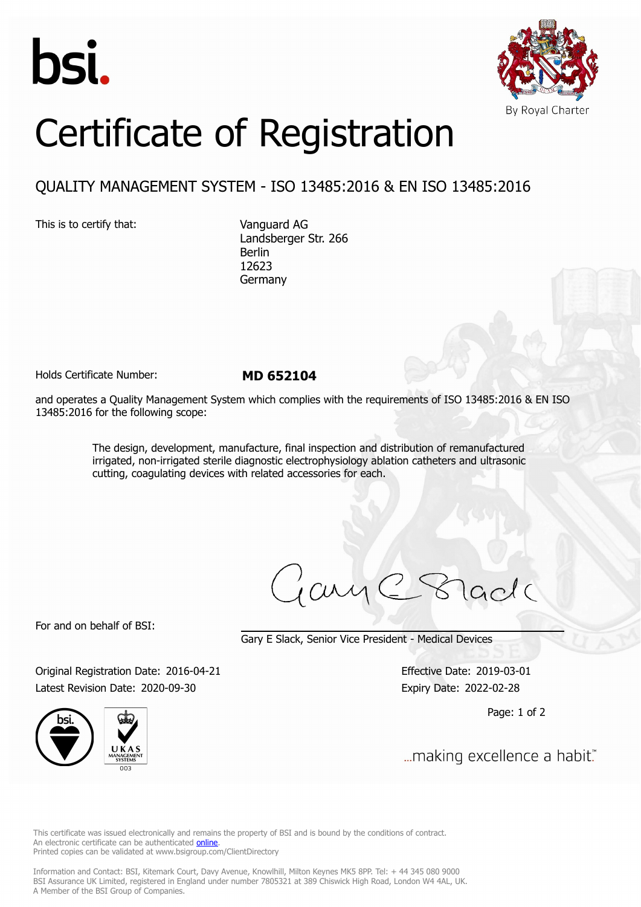bsi.

By Royal Charter

# Certificate of Registration

## QUALITY MANAGEMENT SYSTEM - ISO 13485:2016 & EN ISO 13485:2016

This is to certify that:

Vanguard AG
Landsberger Str. 266
Berlin
12623
Germany

Holds Certificate Number: **MD 652104**

and operates a Quality Management System which complies with the requirements of ISO 13485:2016 & EN ISO 13485:2016 for the following scope:

> The design, development, manufacture, final inspection and distribution of remanufactured irrigated, non-irrigated sterile diagnostic electrophysiology ablation catheters and ultrasonic cutting, coagulating devices with related accessories for each.

For and on behalf of BSI:

Gary E Slack, Senior Vice President - Medical Devices

Original Registration Date: 2016-04-21
Latest Revision Date: 2020-09-30

Effective Date: 2019-03-01
Expiry Date: 2022-02-28

...making excellence a habit.™

This certificate was issued electronically and remains the property of BSI and is bound by the conditions of contract.
An electronic certificate can be authenticated online.
Printed copies can be validated at www.bsigroup.com/ClientDirectory

Information and Contact: BSI, Kitemark Court, Davy Avenue, Knowlhill, Milton Keynes MK5 8PP. Tel: + 44 345 080 9000
BSI Assurance UK Limited, registered in England under number 7805321 at 389 Chiswick High Road, London W4 4AL, UK.
A Member of the BSI Group of Companies.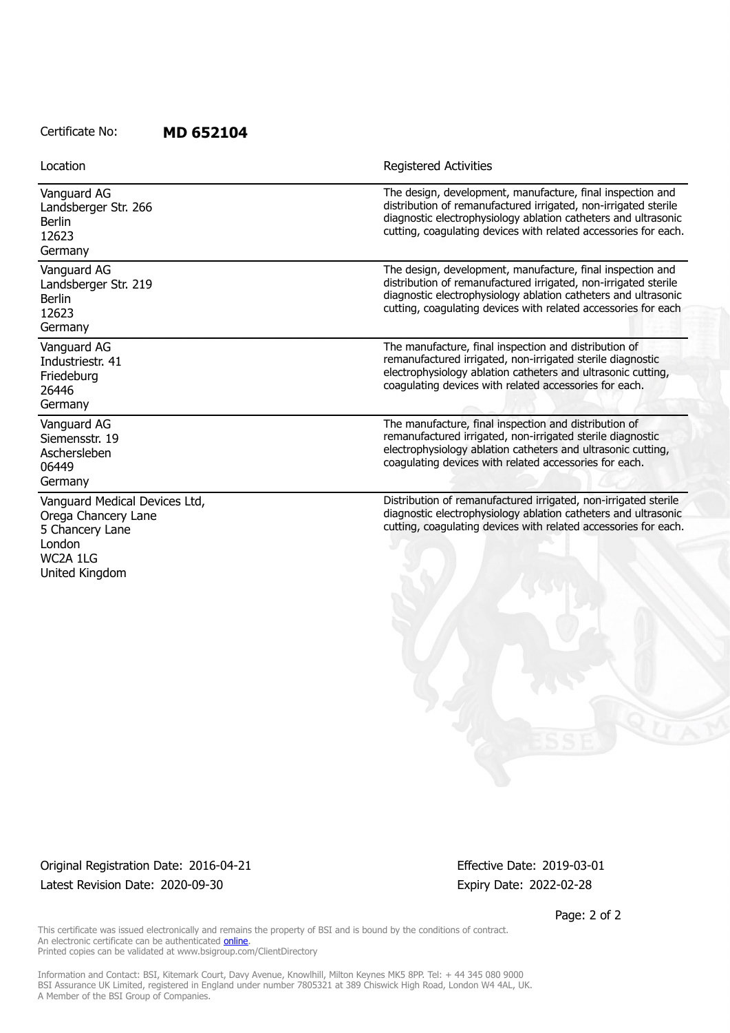Certificate No: **MD 652104**

| Location | Registered Activities |
| --- | --- |
| Vanguard AG<br>Landsberger Str. 266<br>Berlin<br>12623<br>Germany | The design, development, manufacture, final inspection and distribution of remanufactured irrigated, non-irrigated sterile diagnostic electrophysiology ablation catheters and ultrasonic cutting, coagulating devices with related accessories for each. |
| Vanguard AG<br>Landsberger Str. 219<br>Berlin<br>12623<br>Germany | The design, development, manufacture, final inspection and distribution of remanufactured irrigated, non-irrigated sterile diagnostic electrophysiology ablation catheters and ultrasonic cutting, coagulating devices with related accessories for each |
| Vanguard AG<br>Industriestr. 41<br>Friedeburg<br>26446<br>Germany | The manufacture, final inspection and distribution of remanufactured irrigated, non-irrigated sterile diagnostic electrophysiology ablation catheters and ultrasonic cutting, coagulating devices with related accessories for each. |
| Vanguard AG<br>Siemensstr. 19<br>Aschersleben<br>06449<br>Germany | The manufacture, final inspection and distribution of remanufactured irrigated, non-irrigated sterile diagnostic electrophysiology ablation catheters and ultrasonic cutting, coagulating devices with related accessories for each. |
| Vanguard Medical Devices Ltd,<br>Orega Chancery Lane<br>5 Chancery Lane<br>London<br>WC2A 1LG<br>United Kingdom | Distribution of remanufactured irrigated, non-irrigated sterile diagnostic electrophysiology ablation catheters and ultrasonic cutting, coagulating devices with related accessories for each. |

Original Registration Date: 2016-04-21

Latest Revision Date: 2020-09-30

Effective Date: 2019-03-01

Expiry Date: 2022-02-28

This certificate was issued electronically and remains the property of BSI and is bound by the conditions of contract.
An electronic certificate can be authenticated online.
Printed copies can be validated at www.bsigroup.com/ClientDirectory

Information and Contact: BSI, Kitemark Court, Davy Avenue, Knowlhill, Milton Keynes MK5 8PP. Tel: + 44 345 080 9000
BSI Assurance UK Limited, registered in England under number 7805321 at 389 Chiswick High Road, London W4 4AL, UK.
A Member of the BSI Group of Companies.